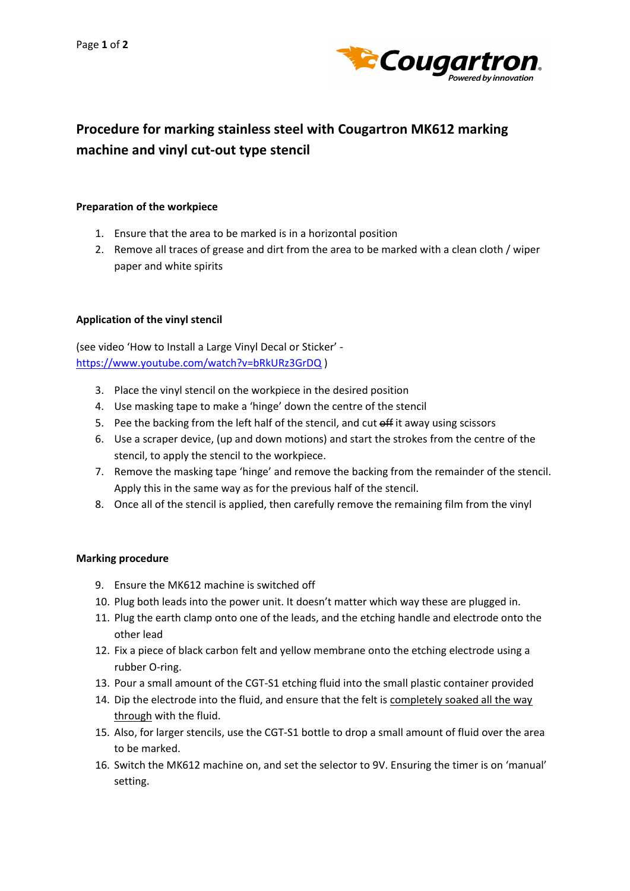# Procedure for marking stainless steel with Cougartron MK612 marking machine and vinyl cut-out type stencil

**Preparation of the workpiece**

1. Ensure that the area to be marked is in a horizontal position
2. Remove all traces of grease and dirt from the area to be marked with a clean cloth / wiper paper and white spirits

**Application of the vinyl stencil**

(see video 'How to Install a Large Vinyl Decal or Sticker' - [https://www.youtube.com/watch?v=bRkURz3GrDQ](https://www.youtube.com/watch?v=bRkURz3GrDQ) )

3. Place the vinyl stencil on the workpiece in the desired position
4. Use masking tape to make a 'hinge' down the centre of the stencil
5. Pee the backing from the left half of the stencil, and cut ~~off~~ it away using scissors
6. Use a scraper device, (up and down motions) and start the strokes from the centre of the stencil, to apply the stencil to the workpiece.
7. Remove the masking tape 'hinge' and remove the backing from the remainder of the stencil. Apply this in the same way as for the previous half of the stencil.
8. Once all of the stencil is applied, then carefully remove the remaining film from the vinyl

**Marking procedure**

9. Ensure the MK612 machine is switched off
10. Plug both leads into the power unit. It doesn't matter which way these are plugged in.
11. Plug the earth clamp onto one of the leads, and the etching handle and electrode onto the other lead
12. Fix a piece of black carbon felt and yellow membrane onto the etching electrode using a rubber O-ring.
13. Pour a small amount of the CGT-S1 etching fluid into the small plastic container provided
14. Dip the electrode into the fluid, and ensure that the felt is <u>completely soaked all the way through</u> with the fluid.
15. Also, for larger stencils, use the CGT-S1 bottle to drop a small amount of fluid over the area to be marked.
16. Switch the MK612 machine on, and set the selector to 9V. Ensuring the timer is on 'manual' setting.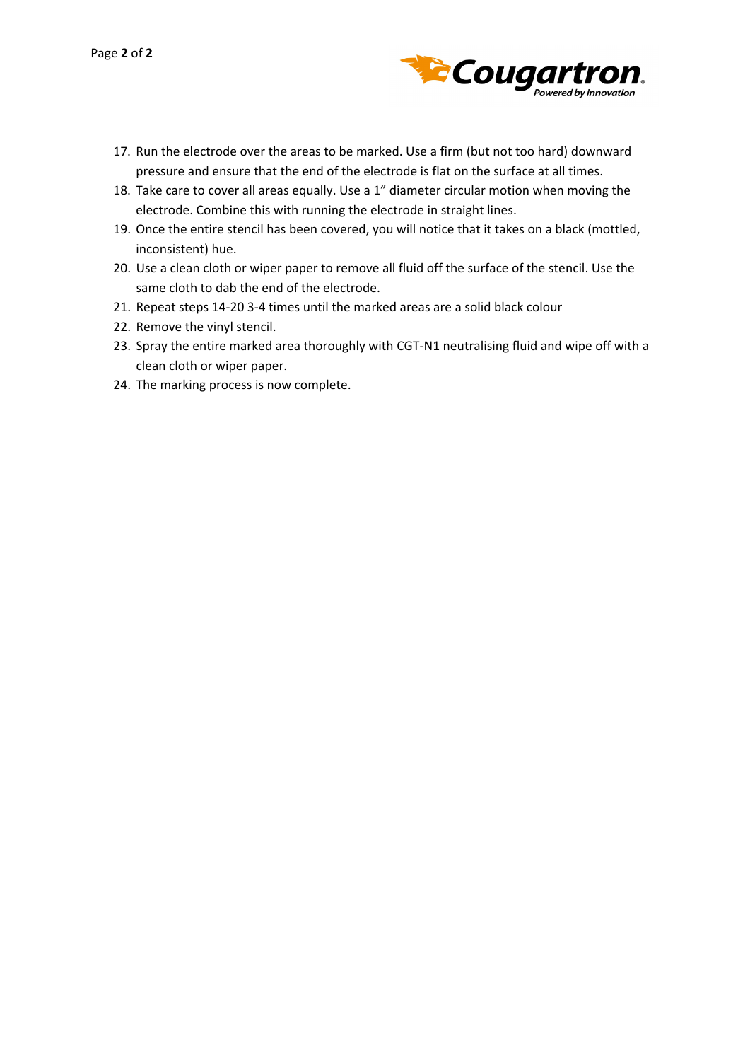17. Run the electrode over the areas to be marked. Use a firm (but not too hard) downward pressure and ensure that the end of the electrode is flat on the surface at all times.
18. Take care to cover all areas equally. Use a 1" diameter circular motion when moving the electrode. Combine this with running the electrode in straight lines.
19. Once the entire stencil has been covered, you will notice that it takes on a black (mottled, inconsistent) hue.
20. Use a clean cloth or wiper paper to remove all fluid off the surface of the stencil. Use the same cloth to dab the end of the electrode.
21. Repeat steps 14-20 3-4 times until the marked areas are a solid black colour
22. Remove the vinyl stencil.
23. Spray the entire marked area thoroughly with CGT-N1 neutralising fluid and wipe off with a clean cloth or wiper paper.
24. The marking process is now complete.